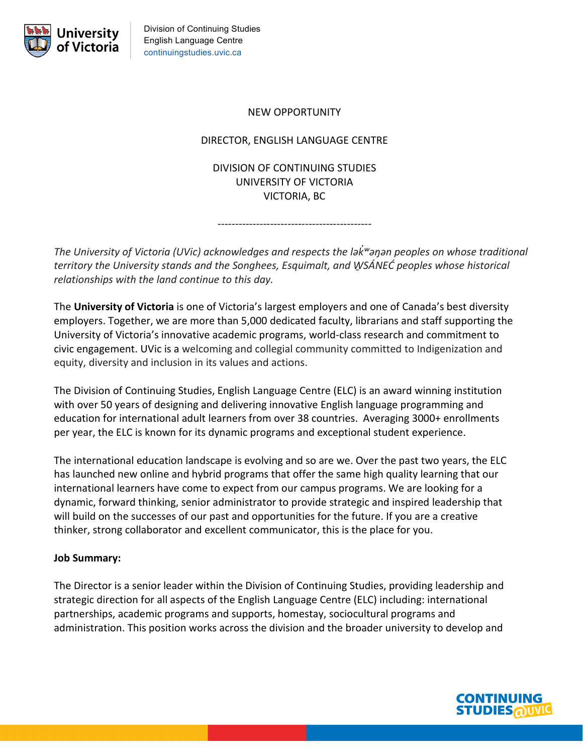NEW OPPORTUNITY

# DIRECTOR, ENGLISH LANGUAGE CENTRE

## DIVISION OF CONTINUING STUDIES
## UNIVERSITY OF VICTORIA
## VICTORIA, BC

---

*The University of Victoria (UVic) acknowledges and respects the lək̓ʷəŋən peoples on whose traditional territory the University stands and the Songhees, Esquimalt, and W̱SÁNEĆ peoples whose historical relationships with the land continue to this day.*

The **University of Victoria** is one of Victoria's largest employers and one of Canada's best diversity employers. Together, we are more than 5,000 dedicated faculty, librarians and staff supporting the University of Victoria's innovative academic programs, world-class research and commitment to civic engagement. UVic is a welcoming and collegial community committed to Indigenization and equity, diversity and inclusion in its values and actions.

The Division of Continuing Studies, English Language Centre (ELC) is an award winning institution with over 50 years of designing and delivering innovative English language programming and education for international adult learners from over 38 countries. Averaging 3000+ enrollments per year, the ELC is known for its dynamic programs and exceptional student experience.

The international education landscape is evolving and so are we. Over the past two years, the ELC has launched new online and hybrid programs that offer the same high quality learning that our international learners have come to expect from our campus programs. We are looking for a dynamic, forward thinking, senior administrator to provide strategic and inspired leadership that will build on the successes of our past and opportunities for the future. If you are a creative thinker, strong collaborator and excellent communicator, this is the place for you.

**Job Summary:**

The Director is a senior leader within the Division of Continuing Studies, providing leadership and strategic direction for all aspects of the English Language Centre (ELC) including: international partnerships, academic programs and supports, homestay, sociocultural programs and administration. This position works across the division and the broader university to develop and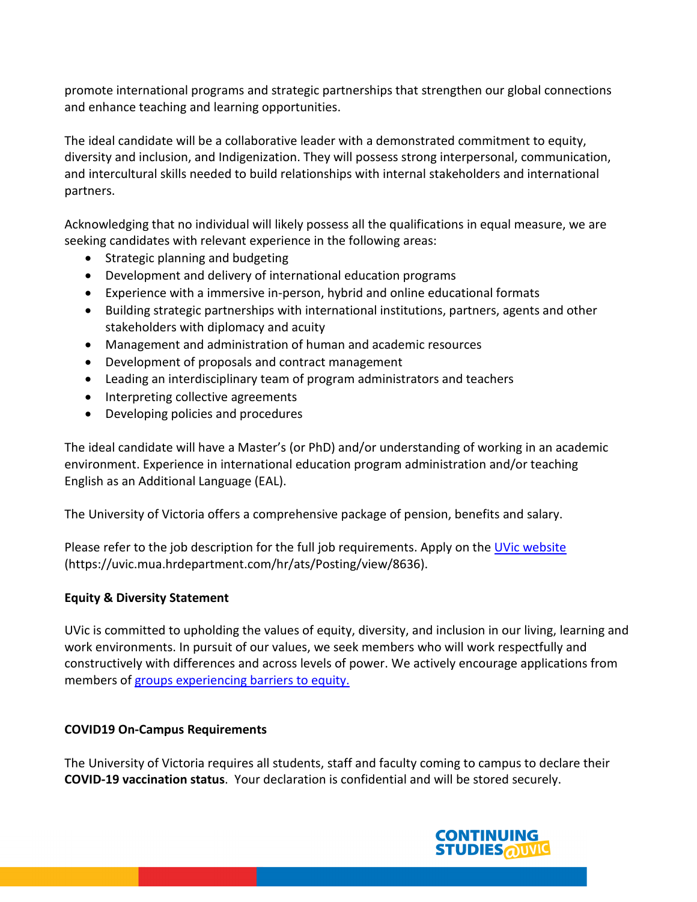promote international programs and strategic partnerships that strengthen our global connections and enhance teaching and learning opportunities.

The ideal candidate will be a collaborative leader with a demonstrated commitment to equity, diversity and inclusion, and Indigenization. They will possess strong interpersonal, communication, and intercultural skills needed to build relationships with internal stakeholders and international partners.

Acknowledging that no individual will likely possess all the qualifications in equal measure, we are seeking candidates with relevant experience in the following areas:

- Strategic planning and budgeting
- Development and delivery of international education programs
- Experience with a immersive in-person, hybrid and online educational formats
- Building strategic partnerships with international institutions, partners, agents and other stakeholders with diplomacy and acuity
- Management and administration of human and academic resources
- Development of proposals and contract management
- Leading an interdisciplinary team of program administrators and teachers
- Interpreting collective agreements
- Developing policies and procedures

The ideal candidate will have a Master's (or PhD) and/or understanding of working in an academic environment. Experience in international education program administration and/or teaching English as an Additional Language (EAL).

The University of Victoria offers a comprehensive package of pension, benefits and salary.

Please refer to the job description for the full job requirements. Apply on the [UVic website](https://uvic.mua.hrdepartment.com/hr/ats/Posting/view/8636) (https://uvic.mua.hrdepartment.com/hr/ats/Posting/view/8636).

**Equity & Diversity Statement**

UVic is committed to upholding the values of equity, diversity, and inclusion in our living, learning and work environments. In pursuit of our values, we seek members who will work respectfully and constructively with differences and across levels of power. We actively encourage applications from members of groups experiencing barriers to equity.

**COVID19 On-Campus Requirements**

The University of Victoria requires all students, staff and faculty coming to campus to declare their **COVID-19 vaccination status**. Your declaration is confidential and will be stored securely.